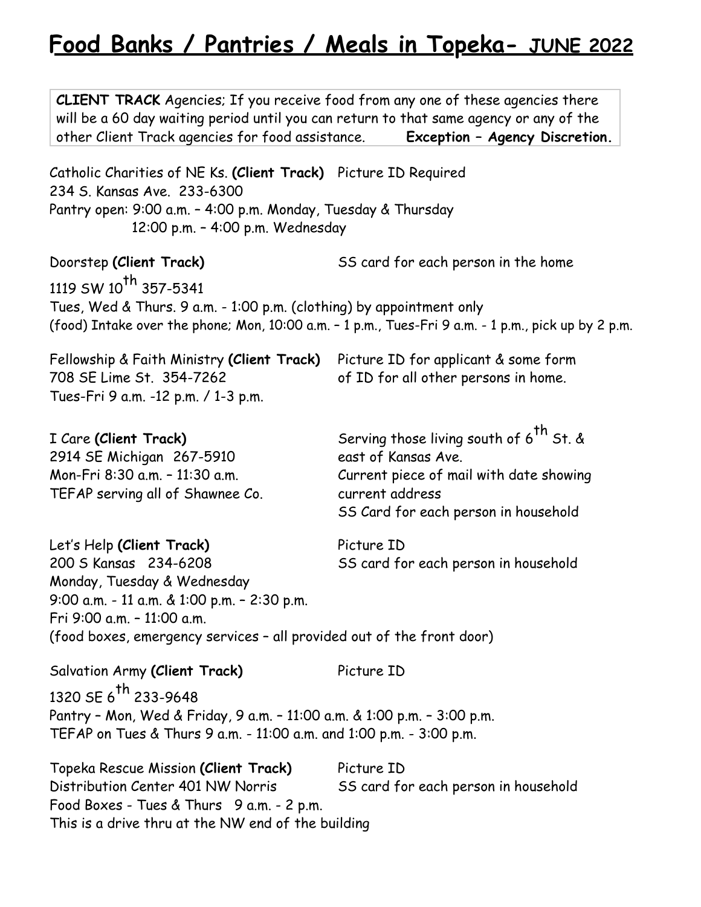# Food Banks / Pantries / Meals in Topeka- JUNE 2022

**CLIENT TRACK** Agencies; If you receive food from any one of these agencies there will be a 60 day waiting period until you can return to that same agency or any of the other Client Track agencies for food assistance. **Exception – Agency Discretion.**

Catholic Charities of NE Ks. **(Client Track)** Picture ID Required
234 S. Kansas Ave. 233-6300
Pantry open: 9:00 a.m. – 4:00 p.m. Monday, Tuesday & Thursday
12:00 p.m. – 4:00 p.m. Wednesday

Doorstep **(Client Track)** SS card for each person in the home
1119 SW 10th 357-5341
Tues, Wed & Thurs. 9 a.m. - 1:00 p.m. (clothing) by appointment only
(food) Intake over the phone; Mon, 10:00 a.m. – 1 p.m., Tues-Fri 9 a.m. - 1 p.m., pick up by 2 p.m.

Fellowship & Faith Ministry **(Client Track)** Picture ID for applicant & some form of ID for all other persons in home.
708 SE Lime St. 354-7262
Tues-Fri 9 a.m. -12 p.m. / 1-3 p.m.

I Care **(Client Track)** Serving those living south of 6th St. & east of Kansas Ave.
2914 SE Michigan 267-5910
Mon-Fri 8:30 a.m. – 11:30 a.m.
TEFAP serving all of Shawnee Co.
Current piece of mail with date showing current address
SS Card for each person in household

Let's Help **(Client Track)** Picture ID
200 S Kansas 234-6208 SS card for each person in household
Monday, Tuesday & Wednesday
9:00 a.m. - 11 a.m. & 1:00 p.m. – 2:30 p.m.
Fri 9:00 a.m. – 11:00 a.m.
(food boxes, emergency services – all provided out of the front door)

Salvation Army **(Client Track)** Picture ID
1320 SE 6th 233-9648
Pantry – Mon, Wed & Friday, 9 a.m. – 11:00 a.m. & 1:00 p.m. – 3:00 p.m.
TEFAP on Tues & Thurs 9 a.m. - 11:00 a.m. and 1:00 p.m. - 3:00 p.m.

Topeka Rescue Mission **(Client Track)** Picture ID
Distribution Center 401 NW Norris SS card for each person in household
Food Boxes - Tues & Thurs 9 a.m. - 2 p.m.
This is a drive thru at the NW end of the building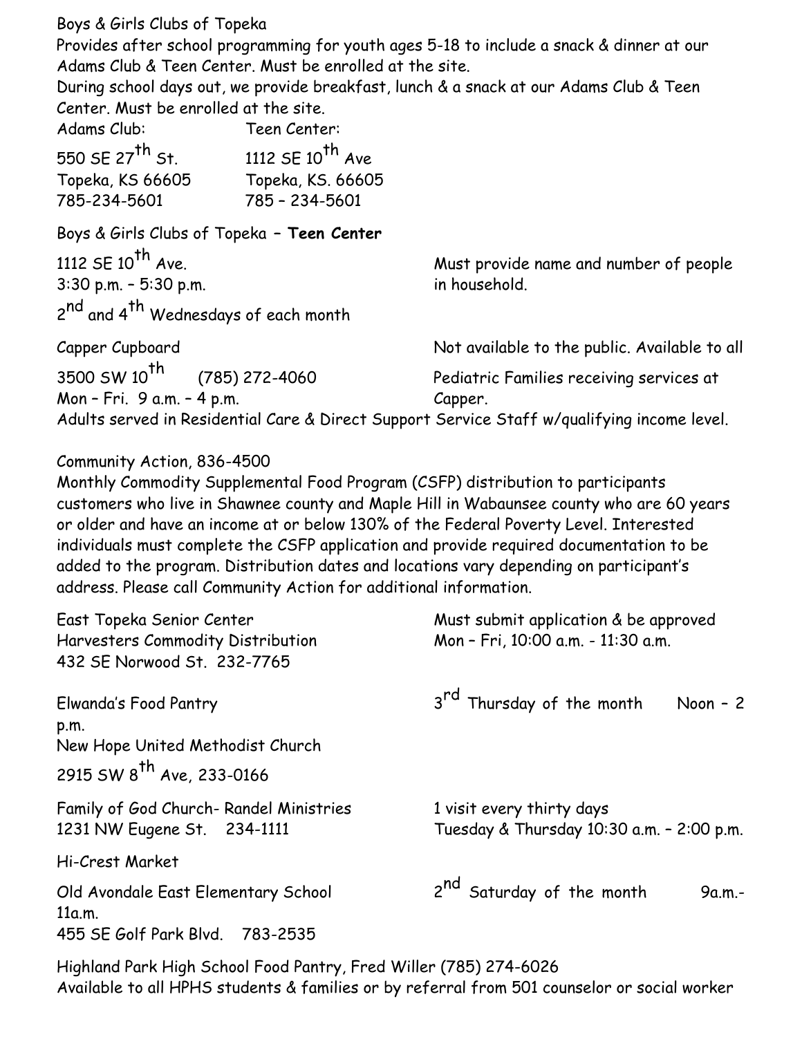Boys & Girls Clubs of Topeka

Provides after school programming for youth ages 5-18 to include a snack & dinner at our Adams Club & Teen Center. Must be enrolled at the site.

During school days out, we provide breakfast, lunch & a snack at our Adams Club & Teen Center. Must be enrolled at the site.

| Adams Club: | Teen Center: |
|---|---|
| 550 SE 27th St. | 1112 SE 10th Ave |
| Topeka, KS 66605 | Topeka, KS. 66605 |
| 785-234-5601 | 785 – 234-5601 |

Boys & Girls Clubs of Topeka – **Teen Center**

1112 SE 10th Ave.
3:30 p.m. – 5:30 p.m.
2nd and 4th Wednesdays of each month

Must provide name and number of people in household.

Capper Cupboard
3500 SW 10th (785) 272-4060
Mon – Fri. 9 a.m. – 4 p.m.

Not available to the public. Available to all Pediatric Families receiving services at Capper.
Adults served in Residential Care & Direct Support Service Staff w/qualifying income level.

Community Action, 836-4500

Monthly Commodity Supplemental Food Program (CSFP) distribution to participants customers who live in Shawnee county and Maple Hill in Wabaunsee county who are 60 years or older and have an income at or below 130% of the Federal Poverty Level. Interested individuals must complete the CSFP application and provide required documentation to be added to the program. Distribution dates and locations vary depending on participant's address. Please call Community Action for additional information.

East Topeka Senior Center
Harvesters Commodity Distribution
432 SE Norwood St. 232-7765

Must submit application & be approved
Mon – Fri, 10:00 a.m. - 11:30 a.m.

Elwanda's Food Pantry
New Hope United Methodist Church
2915 SW 8th Ave, 233-0166

3rd Thursday of the month Noon – 2 p.m.

Family of God Church- Randel Ministries
1231 NW Eugene St. 234-1111

1 visit every thirty days
Tuesday & Thursday 10:30 a.m. – 2:00 p.m.

Hi-Crest Market
Old Avondale East Elementary School
455 SE Golf Park Blvd. 783-2535

2nd Saturday of the month 9a.m.-11a.m.

Highland Park High School Food Pantry, Fred Willer (785) 274-6026
Available to all HPHS students & families or by referral from 501 counselor or social worker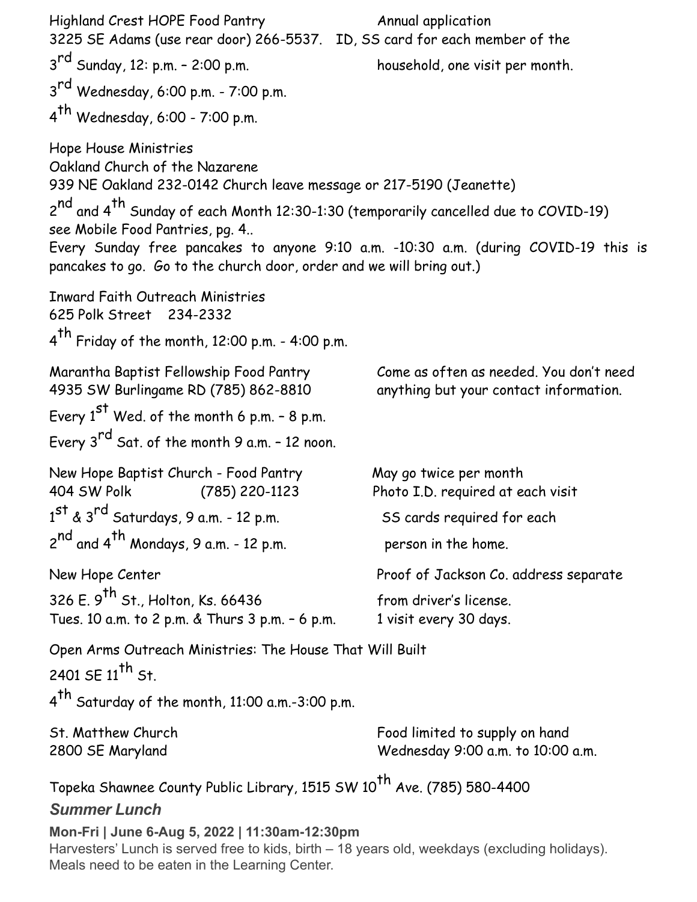Highland Crest HOPE Food Pantry
3225 SE Adams (use rear door) 266-5537.
3rd Sunday, 12: p.m. – 2:00 p.m.
3rd Wednesday, 6:00 p.m. - 7:00 p.m.
4th Wednesday, 6:00 - 7:00 p.m.

Annual application
ID, SS card for each member of the household, one visit per month.

Hope House Ministries
Oakland Church of the Nazarene
939 NE Oakland 232-0142 Church leave message or 217-5190 (Jeanette)
2nd and 4th Sunday of each Month 12:30-1:30 (temporarily cancelled due to COVID-19) see Mobile Food Pantries, pg. 4..
Every Sunday free pancakes to anyone 9:10 a.m. -10:30 a.m. (during COVID-19 this is pancakes to go. Go to the church door, order and we will bring out.)

Inward Faith Outreach Ministries
625 Polk Street 234-2332
4th Friday of the month, 12:00 p.m. - 4:00 p.m.

Marantha Baptist Fellowship Food Pantry
4935 SW Burlingame RD (785) 862-8810
Every 1st Wed. of the month 6 p.m. – 8 p.m.
Every 3rd Sat. of the month 9 a.m. – 12 noon.

Come as often as needed. You don't need anything but your contact information.

New Hope Baptist Church - Food Pantry
404 SW Polk (785) 220-1123
1st & 3rd Saturdays, 9 a.m. - 12 p.m.
2nd and 4th Mondays, 9 a.m. - 12 p.m.

May go twice per month
Photo I.D. required at each visit
SS cards required for each person in the home.

New Hope Center
326 E. 9th St., Holton, Ks. 66436
Tues. 10 a.m. to 2 p.m. & Thurs 3 p.m. – 6 p.m.

Proof of Jackson Co. address separate from driver's license.
1 visit every 30 days.

Open Arms Outreach Ministries: The House That Will Built
2401 SE 11th St.
4th Saturday of the month, 11:00 a.m.-3:00 p.m.

St. Matthew Church
2800 SE Maryland

Food limited to supply on hand
Wednesday 9:00 a.m. to 10:00 a.m.

Topeka Shawnee County Public Library, 1515 SW 10th Ave. (785) 580-4400

***Summer Lunch***

**Mon-Fri | June 6-Aug 5, 2022 | 11:30am-12:30pm**

Harvesters' Lunch is served free to kids, birth – 18 years old, weekdays (excluding holidays). Meals need to be eaten in the Learning Center.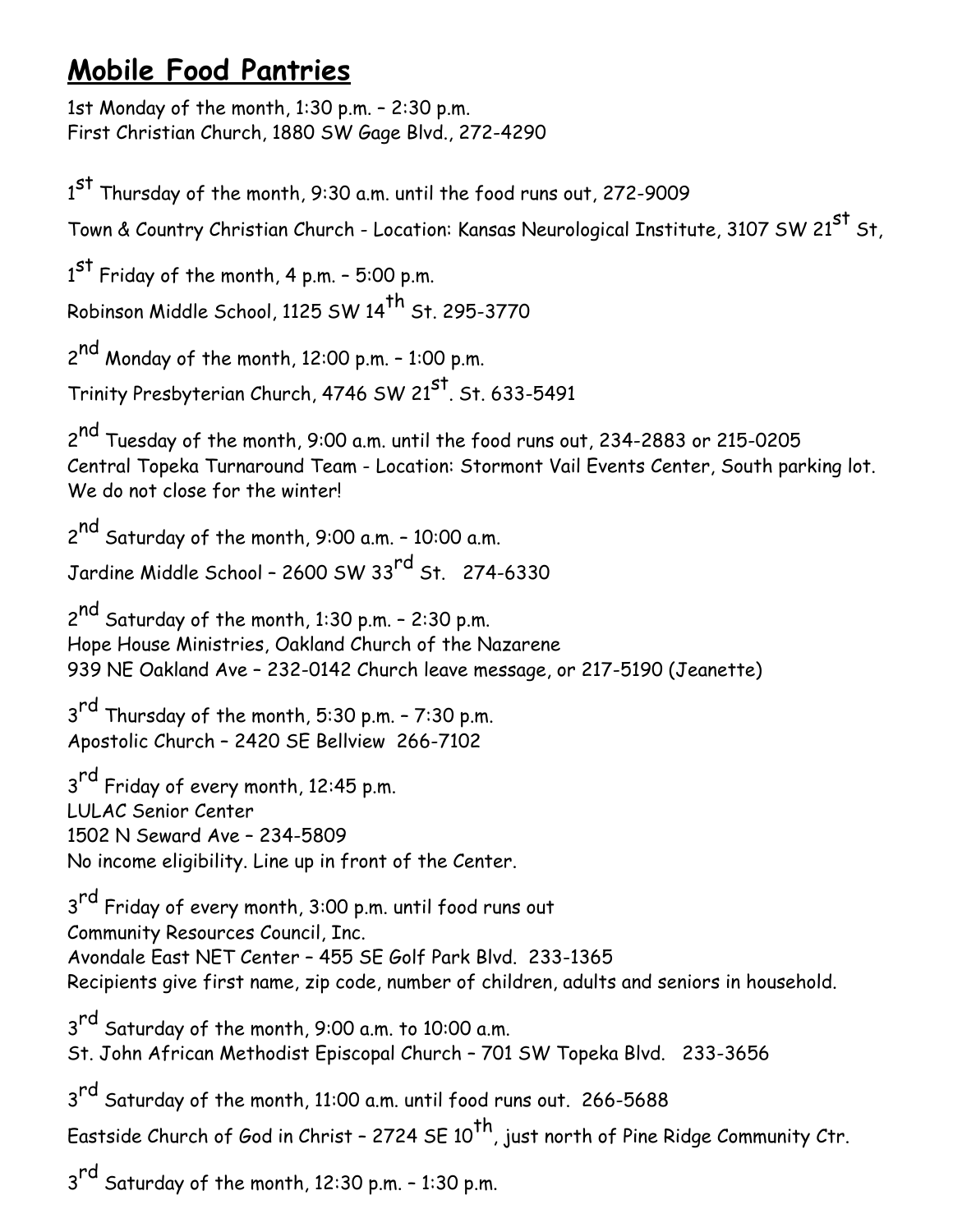# Mobile Food Pantries

1st Monday of the month, 1:30 p.m. – 2:30 p.m.
First Christian Church, 1880 SW Gage Blvd., 272-4290

1st Thursday of the month, 9:30 a.m. until the food runs out, 272-9009
Town & Country Christian Church - Location: Kansas Neurological Institute, 3107 SW 21st St,

1st Friday of the month, 4 p.m. – 5:00 p.m.
Robinson Middle School, 1125 SW 14th St. 295-3770

2nd Monday of the month, 12:00 p.m. – 1:00 p.m.
Trinity Presbyterian Church, 4746 SW 21st. St. 633-5491

2nd Tuesday of the month, 9:00 a.m. until the food runs out, 234-2883 or 215-0205
Central Topeka Turnaround Team - Location: Stormont Vail Events Center, South parking lot. We do not close for the winter!

2nd Saturday of the month, 9:00 a.m. – 10:00 a.m.
Jardine Middle School – 2600 SW 33rd St. 274-6330

2nd Saturday of the month, 1:30 p.m. – 2:30 p.m.
Hope House Ministries, Oakland Church of the Nazarene
939 NE Oakland Ave – 232-0142 Church leave message, or 217-5190 (Jeanette)

3rd Thursday of the month, 5:30 p.m. – 7:30 p.m.
Apostolic Church – 2420 SE Bellview 266-7102

3rd Friday of every month, 12:45 p.m.
LULAC Senior Center
1502 N Seward Ave – 234-5809
No income eligibility. Line up in front of the Center.

3rd Friday of every month, 3:00 p.m. until food runs out
Community Resources Council, Inc.
Avondale East NET Center – 455 SE Golf Park Blvd. 233-1365
Recipients give first name, zip code, number of children, adults and seniors in household.

3rd Saturday of the month, 9:00 a.m. to 10:00 a.m.
St. John African Methodist Episcopal Church – 701 SW Topeka Blvd. 233-3656

3rd Saturday of the month, 11:00 a.m. until food runs out. 266-5688
Eastside Church of God in Christ – 2724 SE 10th, just north of Pine Ridge Community Ctr.

3rd Saturday of the month, 12:30 p.m. – 1:30 p.m.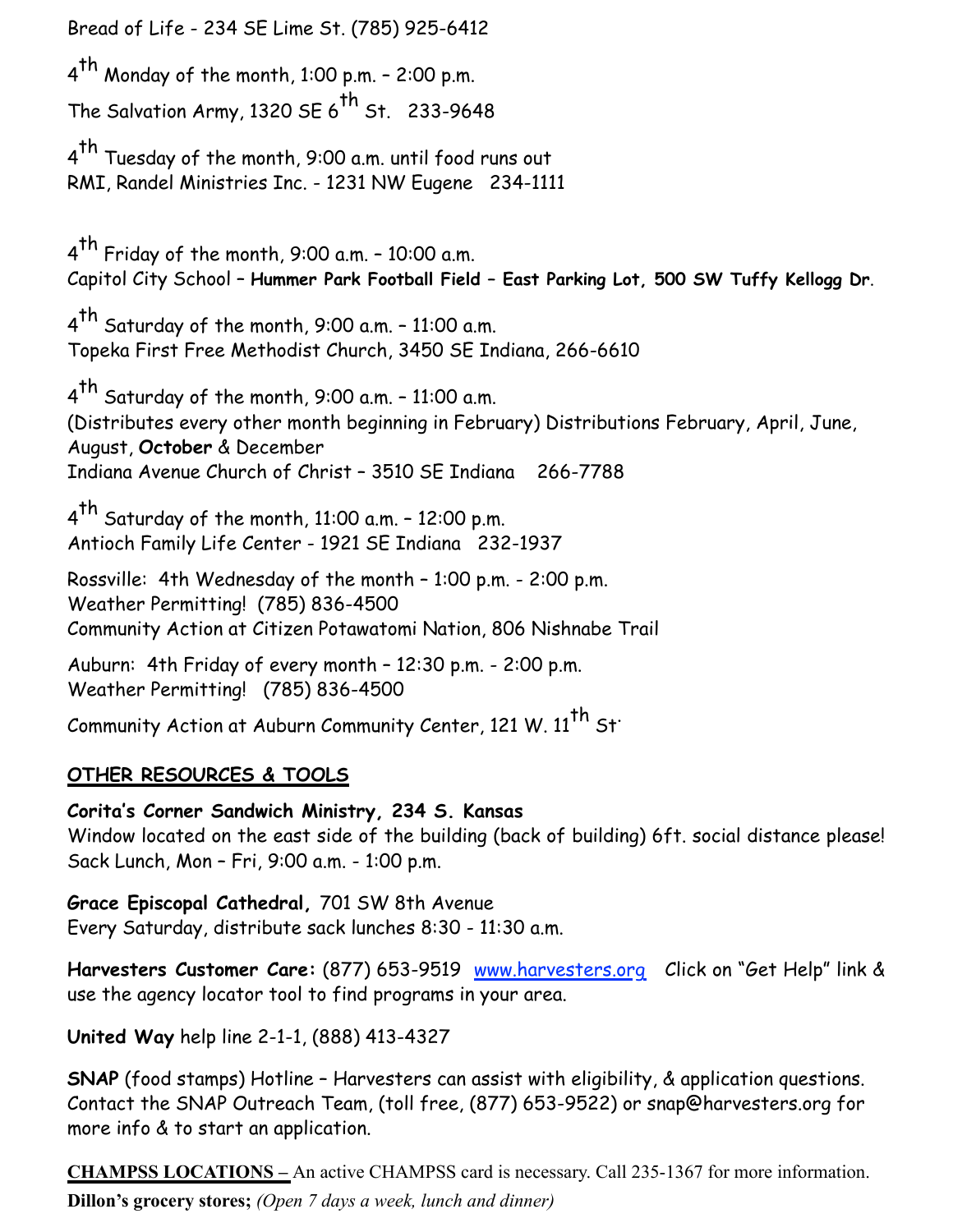Bread of Life - 234 SE Lime St. (785) 925-6412

4th Monday of the month, 1:00 p.m. – 2:00 p.m.
The Salvation Army, 1320 SE 6th St.   233-9648

4th Tuesday of the month, 9:00 a.m. until food runs out
RMI, Randel Ministries Inc. - 1231 NW Eugene   234-1111

4th Friday of the month, 9:00 a.m. – 10:00 a.m.
Capitol City School – **Hummer Park Football Field – East Parking Lot, 500 SW Tuffy Kellogg Dr**.

4th Saturday of the month, 9:00 a.m. – 11:00 a.m.
Topeka First Free Methodist Church, 3450 SE Indiana, 266-6610

4th Saturday of the month, 9:00 a.m. – 11:00 a.m.
(Distributes every other month beginning in February) Distributions February, April, June, August, **October** & December
Indiana Avenue Church of Christ – 3510 SE Indiana   266-7788

4th Saturday of the month, 11:00 a.m. – 12:00 p.m.
Antioch Family Life Center - 1921 SE Indiana   232-1937

Rossville: 4th Wednesday of the month – 1:00 p.m. - 2:00 p.m.
Weather Permitting! (785) 836-4500
Community Action at Citizen Potawatomi Nation, 806 Nishnabe Trail

Auburn: 4th Friday of every month – 12:30 p.m. - 2:00 p.m.
Weather Permitting! (785) 836-4500

Community Action at Auburn Community Center, 121 W. 11th St.

## OTHER RESOURCES & TOOLS

**Corita's Corner Sandwich Ministry, 234 S. Kansas**
Window located on the east side of the building (back of building) 6ft. social distance please! Sack Lunch, Mon – Fri, 9:00 a.m. - 1:00 p.m.

**Grace Episcopal Cathedral,** 701 SW 8th Avenue
Every Saturday, distribute sack lunches 8:30 - 11:30 a.m.

**Harvesters Customer Care:** (877) 653-9519 [www.harvesters.org](http://www.harvesters.org) Click on "Get Help" link & use the agency locator tool to find programs in your area.

**United Way** help line 2-1-1, (888) 413-4327

**SNAP** (food stamps) Hotline – Harvesters can assist with eligibility, & application questions. Contact the SNAP Outreach Team, (toll free, (877) 653-9522) or snap@harvesters.org for more info & to start an application.

**CHAMPSS LOCATIONS –** An active CHAMPSS card is necessary. Call 235-1367 for more information.

**Dillon's grocery stores;** *(Open 7 days a week, lunch and dinner)*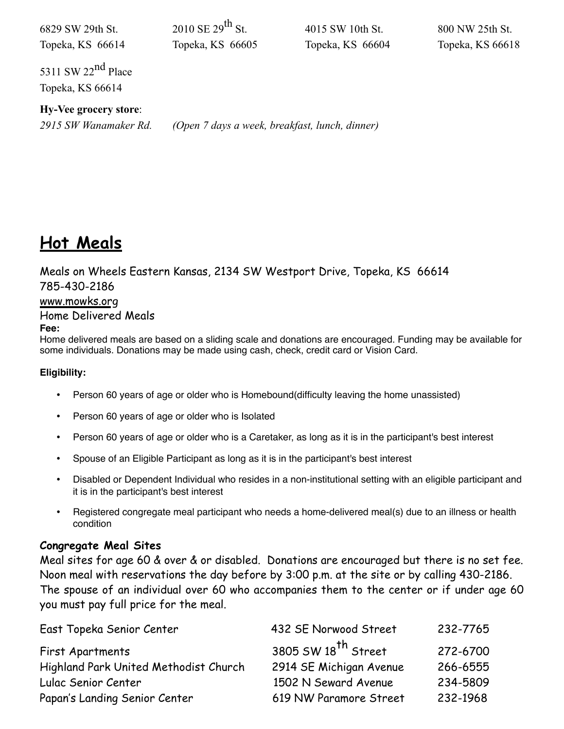6829 SW 29th St.
Topeka, KS 66614

2010 SE 29th St.
Topeka, KS 66605

4015 SW 10th St.
Topeka, KS 66604

800 NW 25th St.
Topeka, KS 66618

5311 SW 22nd Place
Topeka, KS 66614

**Hy-Vee grocery store**:
*2915 SW Wanamaker Rd.* *(Open 7 days a week, breakfast, lunch, dinner)*

# Hot Meals

Meals on Wheels Eastern Kansas, 2134 SW Westport Drive, Topeka, KS 66614
785-430-2186
www.mowks.org
Home Delivered Meals

**Fee:**
Home delivered meals are based on a sliding scale and donations are encouraged. Funding may be available for some individuals. Donations may be made using cash, check, credit card or Vision Card.

**Eligibility:**

- Person 60 years of age or older who is Homebound(difficulty leaving the home unassisted)
- Person 60 years of age or older who is Isolated
- Person 60 years of age or older who is a Caretaker, as long as it is in the participant's best interest
- Spouse of an Eligible Participant as long as it is in the participant's best interest
- Disabled or Dependent Individual who resides in a non-institutional setting with an eligible participant and it is in the participant's best interest
- Registered congregate meal participant who needs a home-delivered meal(s) due to an illness or health condition

**Congregate Meal Sites**
Meal sites for age 60 & over & or disabled. Donations are encouraged but there is no set fee. Noon meal with reservations the day before by 3:00 p.m. at the site or by calling 430-2186. The spouse of an individual over 60 who accompanies them to the center or if under age 60 you must pay full price for the meal.

| | | |
|---|---|---|
| East Topeka Senior Center | 432 SE Norwood Street | 232-7765 |
| First Apartments | 3805 SW 18th Street | 272-6700 |
| Highland Park United Methodist Church | 2914 SE Michigan Avenue | 266-6555 |
| Lulac Senior Center | 1502 N Seward Avenue | 234-5809 |
| Papan's Landing Senior Center | 619 NW Paramore Street | 232-1968 |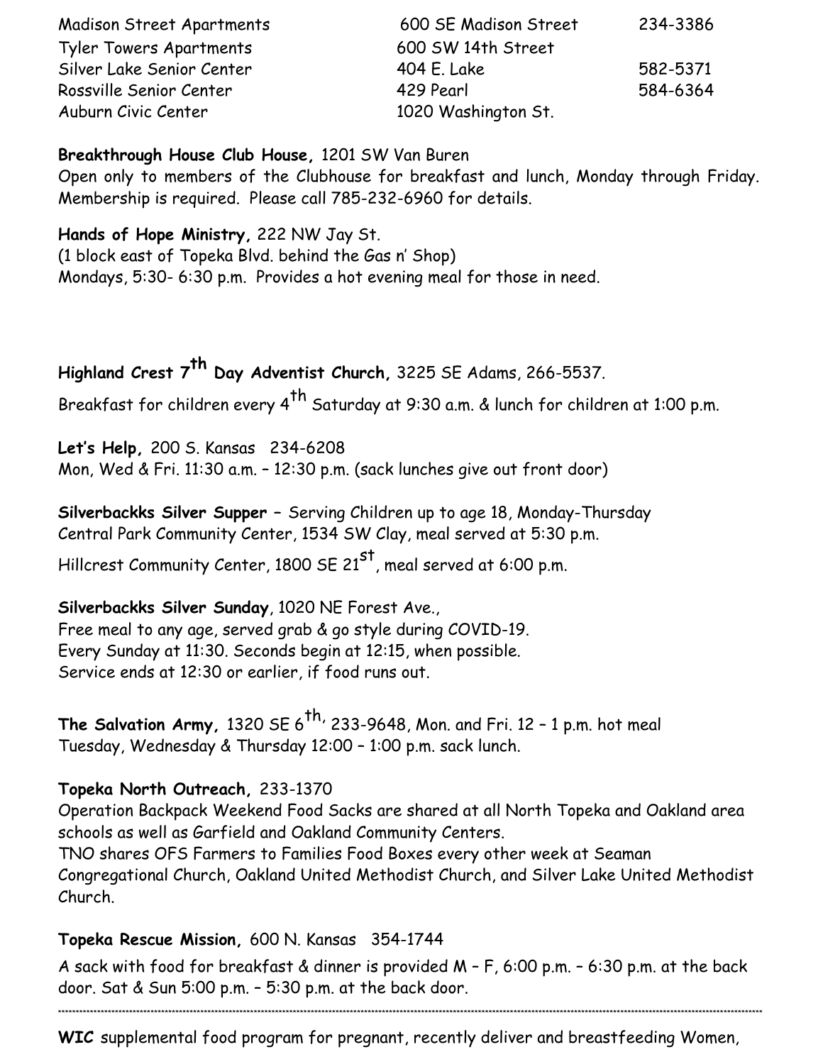| | | |
|---|---|---|
| Madison Street Apartments | 600 SE Madison Street | 234-3386 |
| Tyler Towers Apartments | 600 SW 14th Street | |
| Silver Lake Senior Center | 404 E. Lake | 582-5371 |
| Rossville Senior Center | 429 Pearl | 584-6364 |
| Auburn Civic Center | 1020 Washington St. | |

**Breakthrough House Club House,** 1201 SW Van Buren
Open only to members of the Clubhouse for breakfast and lunch, Monday through Friday. Membership is required. Please call 785-232-6960 for details.

**Hands of Hope Ministry,** 222 NW Jay St.
(1 block east of Topeka Blvd. behind the Gas n' Shop)
Mondays, 5:30- 6:30 p.m. Provides a hot evening meal for those in need.

**Highland Crest 7th Day Adventist Church,** 3225 SE Adams, 266-5537.
Breakfast for children every 4th Saturday at 9:30 a.m. & lunch for children at 1:00 p.m.

**Let's Help,** 200 S. Kansas 234-6208
Mon, Wed & Fri. 11:30 a.m. – 12:30 p.m. (sack lunches give out front door)

**Silverbackks Silver Supper –** Serving Children up to age 18, Monday-Thursday
Central Park Community Center, 1534 SW Clay, meal served at 5:30 p.m.
Hillcrest Community Center, 1800 SE 21st, meal served at 6:00 p.m.

**Silverbackks Silver Sunday**, 1020 NE Forest Ave.,
Free meal to any age, served grab & go style during COVID-19.
Every Sunday at 11:30. Seconds begin at 12:15, when possible.
Service ends at 12:30 or earlier, if food runs out.

**The Salvation Army,** 1320 SE 6th, 233-9648, Mon. and Fri. 12 – 1 p.m. hot meal
Tuesday, Wednesday & Thursday 12:00 – 1:00 p.m. sack lunch.

**Topeka North Outreach,** 233-1370
Operation Backpack Weekend Food Sacks are shared at all North Topeka and Oakland area schools as well as Garfield and Oakland Community Centers.
TNO shares OFS Farmers to Families Food Boxes every other week at Seaman Congregational Church, Oakland United Methodist Church, and Silver Lake United Methodist Church.

**Topeka Rescue Mission,** 600 N. Kansas 354-1744
A sack with food for breakfast & dinner is provided M – F, 6:00 p.m. – 6:30 p.m. at the back door. Sat & Sun 5:00 p.m. – 5:30 p.m. at the back door.

---

**WIC** supplemental food program for pregnant, recently deliver and breastfeeding Women,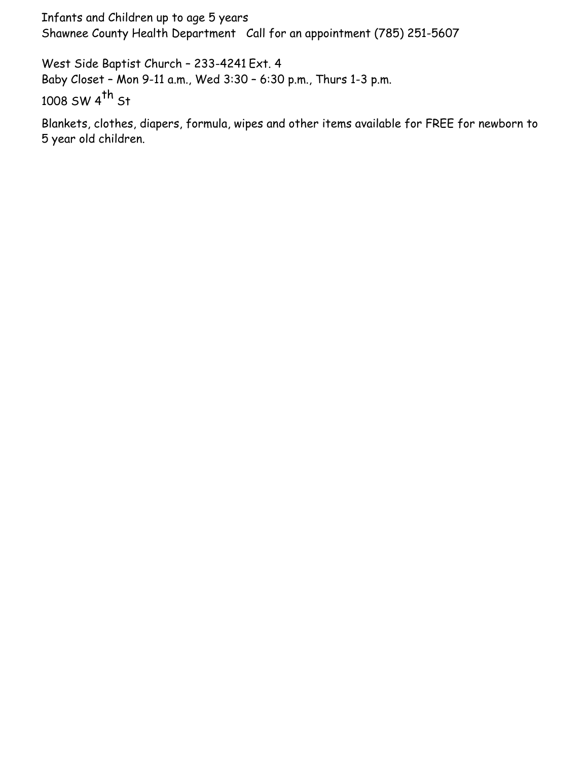Infants and Children up to age 5 years
Shawnee County Health Department   Call for an appointment (785) 251-5607

West Side Baptist Church – 233-4241 Ext. 4
Baby Closet – Mon 9-11 a.m., Wed 3:30 – 6:30 p.m., Thurs 1-3 p.m.
1008 SW 4th St

Blankets, clothes, diapers, formula, wipes and other items available for FREE for newborn to 5 year old children.